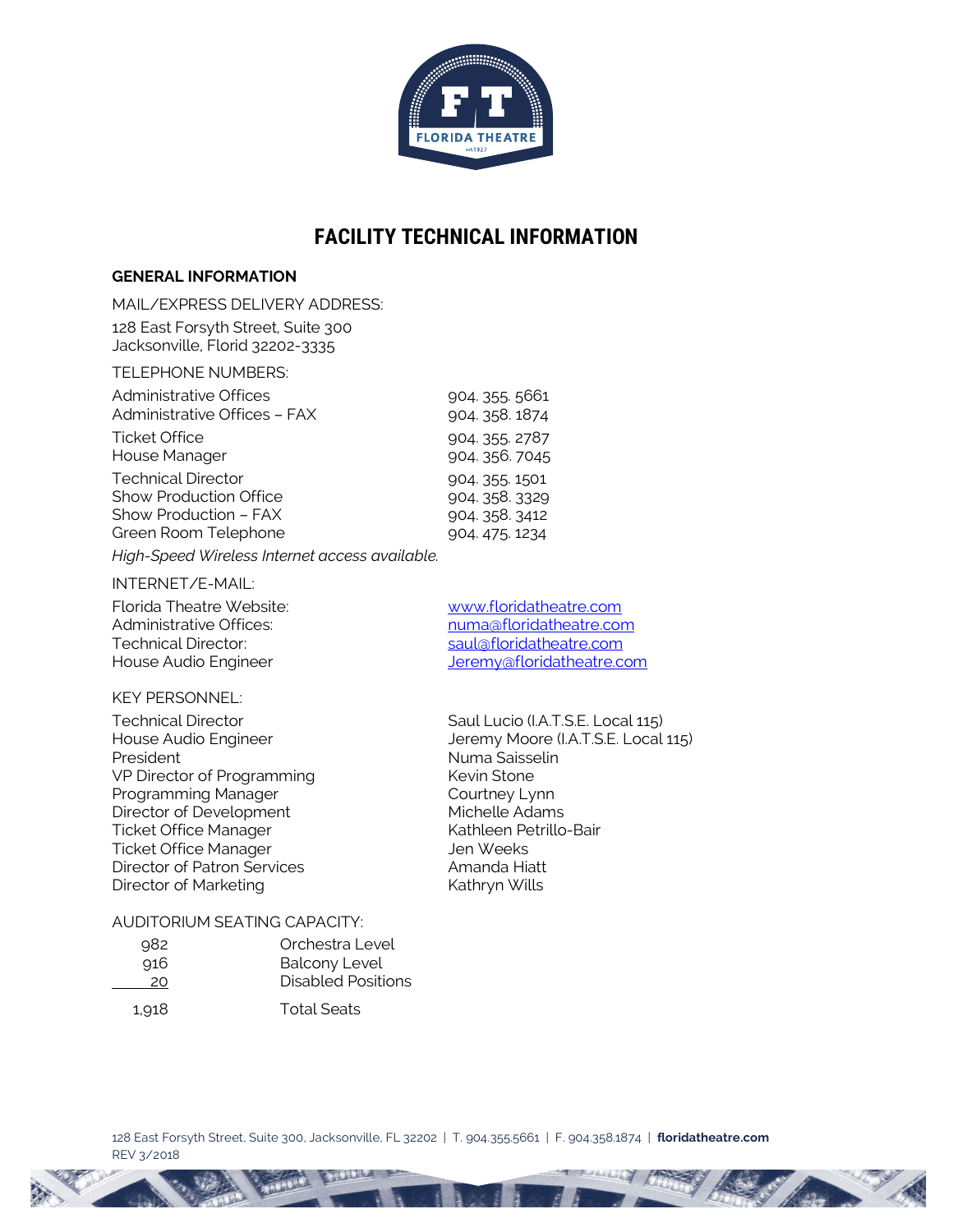# FACILITY TECHNICAL INFORMATION

## GENERAL INFORMATION

MAIL/EXPRESS DELIVERY ADDRESS:

128 East Forsyth Street, Suite 300
Jacksonville, Florid 32202-3335

TELEPHONE NUMBERS:

| | |
|---|---|
| Administrative Offices | 904. 355. 5661 |
| Administrative Offices – FAX | 904. 358. 1874 |
| Ticket Office | 904. 355. 2787 |
| House Manager | 904. 356. 7045 |
| Technical Director | 904. 355. 1501 |
| Show Production Office | 904. 358. 3329 |
| Show Production – FAX | 904. 358. 3412 |
| Green Room Telephone | 904. 475. 1234 |

*High-Speed Wireless Internet access available.*

INTERNET/E-MAIL:

| | |
|---|---|
| Florida Theatre Website: | www.floridatheatre.com |
| Administrative Offices: | numa@floridatheatre.com |
| Technical Director: | saul@floridatheatre.com |
| House Audio Engineer | Jeremy@floridatheatre.com |

KEY PERSONNEL:

| | |
|---|---|
| Technical Director | Saul Lucio (I.A.T.S.E. Local 115) |
| House Audio Engineer | Jeremy Moore (I.A.T.S.E. Local 115) |
| President | Numa Saisselin |
| VP Director of Programming | Kevin Stone |
| Programming Manager | Courtney Lynn |
| Director of Development | Michelle Adams |
| Ticket Office Manager | Kathleen Petrillo-Bair |
| Ticket Office Manager | Jen Weeks |
| Director of Patron Services | Amanda Hiatt |
| Director of Marketing | Kathryn Wills |

AUDITORIUM SEATING CAPACITY:

| | |
|---|---|
| 982 | Orchestra Level |
| 916 | Balcony Level |
| 20 | Disabled Positions |
| 1,918 | Total Seats |

128 East Forsyth Street, Suite 300, Jacksonville, FL 32202 | T. 904.355.5661 | F. 904.358.1874 | **floridatheatre.com**
REV 3/2018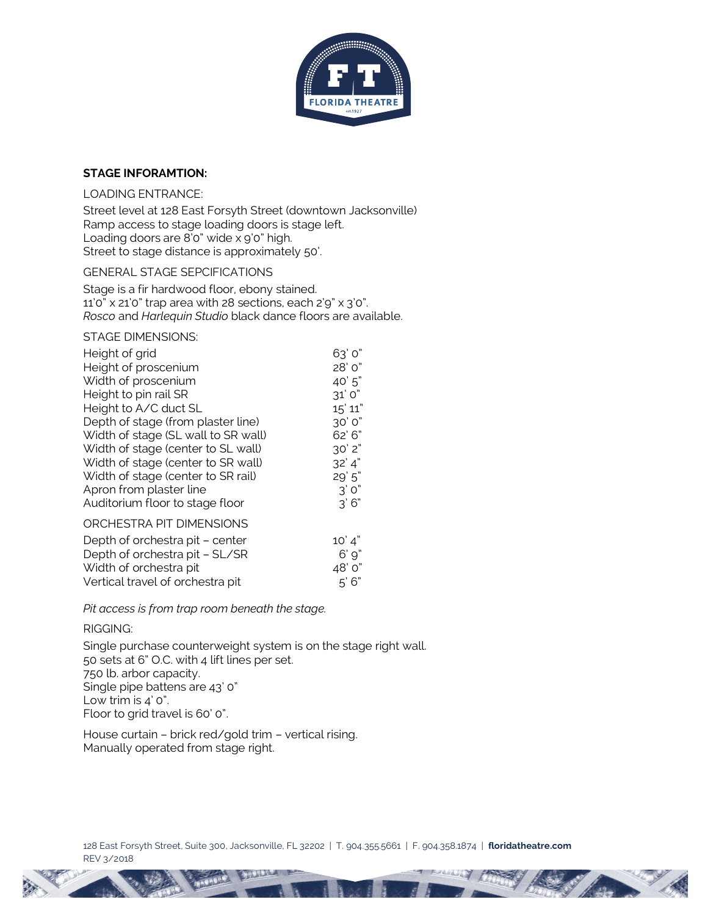**STAGE INFORAMTION:**

LOADING ENTRANCE:

Street level at 128 East Forsyth Street (downtown Jacksonville)
Ramp access to stage loading doors is stage left.
Loading doors are 8'0" wide x 9'0" high.
Street to stage distance is approximately 50'.

GENERAL STAGE SEPCIFICATIONS

Stage is a fir hardwood floor, ebony stained.
11'0" x 21'0" trap area with 28 sections, each 2'9" x 3'0".
*Rosco* and *Harlequin Studio* black dance floors are available.

STAGE DIMENSIONS:

| | |
|---|---|
| Height of grid | 63' 0" |
| Height of proscenium | 28' 0" |
| Width of proscenium | 40' 5" |
| Height to pin rail SR | 31' 0" |
| Height to A/C duct SL | 15' 11" |
| Depth of stage (from plaster line) | 30' 0" |
| Width of stage (SL wall to SR wall) | 62' 6" |
| Width of stage (center to SL wall) | 30' 2" |
| Width of stage (center to SR wall) | 32' 4" |
| Width of stage (center to SR rail) | 29' 5" |
| Apron from plaster line | 3' 0" |
| Auditorium floor to stage floor | 3' 6" |

ORCHESTRA PIT DIMENSIONS

| | |
|---|---|
| Depth of orchestra pit – center | 10' 4" |
| Depth of orchestra pit – SL/SR | 6' 9" |
| Width of orchestra pit | 48' 0" |
| Vertical travel of orchestra pit | 5' 6" |

*Pit access is from trap room beneath the stage.*

RIGGING:

Single purchase counterweight system is on the stage right wall.
50 sets at 6" O.C. with 4 lift lines per set.
750 lb. arbor capacity.
Single pipe battens are 43' 0"
Low trim is 4' 0".
Floor to grid travel is 60' 0".

House curtain – brick red/gold trim – vertical rising.
Manually operated from stage right.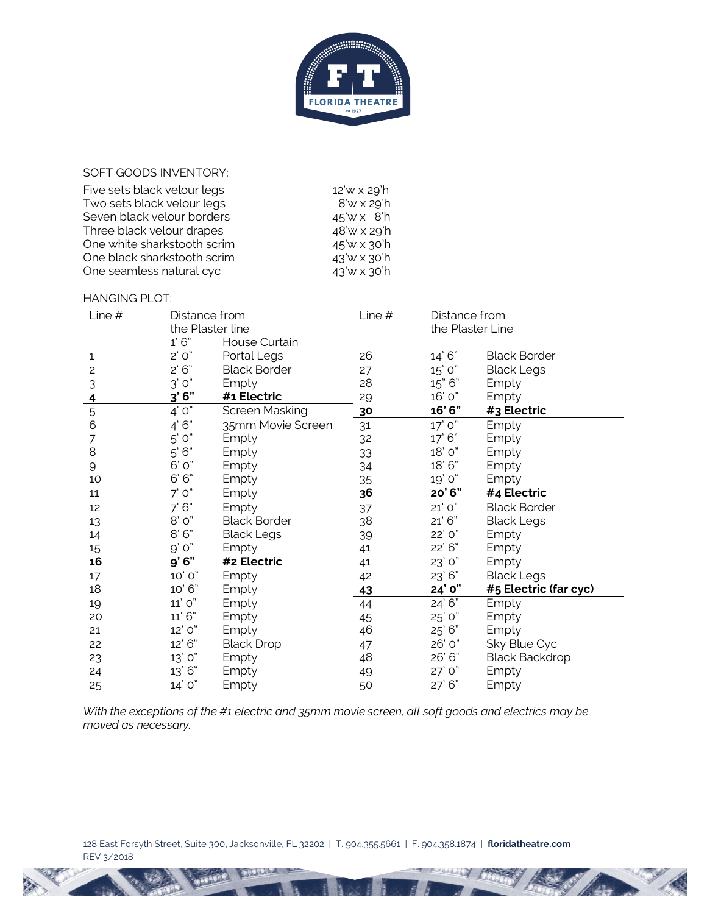SOFT GOODS INVENTORY:

| | |
|---|---|
| Five sets black velour legs | 12'w x 29'h |
| Two sets black velour legs | 8'w x 29'h |
| Seven black velour borders | 45'w x 8'h |
| Three black velour drapes | 48'w x 29'h |
| One white sharkstooth scrim | 45'w x 30'h |
| One black sharkstooth scrim | 43'w x 30'h |
| One seamless natural cyc | 43'w x 30'h |

HANGING PLOT:

| Line # | Distance from the Plaster line | | Line # | Distance from the Plaster Line | |
|---|---|---|---|---|---|
| | 1' 6" | House Curtain | | | |
| 1 | 2' 0" | Portal Legs | 26 | 14' 6" | Black Border |
| 2 | 2' 6" | Black Border | 27 | 15' 0" | Black Legs |
| 3 | 3' 0" | Empty | 28 | 15" 6" | Empty |
| **4** | **3' 6"** | **#1 Electric** | 29 | 16' 0" | Empty |
| 5 | 4' 0" | Screen Masking | **30** | **16' 6"** | **#3 Electric** |
| 6 | 4' 6" | 35mm Movie Screen | 31 | 17' 0" | Empty |
| 7 | 5' 0" | Empty | 32 | 17' 6" | Empty |
| 8 | 5' 6" | Empty | 33 | 18' 0" | Empty |
| 9 | 6' 0" | Empty | 34 | 18' 6" | Empty |
| 10 | 6' 6" | Empty | 35 | 19' 0" | Empty |
| 11 | 7' 0" | Empty | **36** | **20' 6"** | **#4 Electric** |
| 12 | 7' 6" | Empty | 37 | 21' 0" | Black Border |
| 13 | 8' 0" | Black Border | 38 | 21' 6" | Black Legs |
| 14 | 8' 6" | Black Legs | 39 | 22' 0" | Empty |
| 15 | 9' 0" | Empty | 41 | 22' 6" | Empty |
| **16** | **9' 6"** | **#2 Electric** | 41 | 23' 0" | Empty |
| 17 | 10' 0" | Empty | 42 | 23' 6" | Black Legs |
| 18 | 10' 6" | Empty | **43** | **24' 0"** | **#5 Electric (far cyc)** |
| 19 | 11' 0" | Empty | 44 | 24' 6" | Empty |
| 20 | 11' 6" | Empty | 45 | 25' 0" | Empty |
| 21 | 12' 0" | Empty | 46 | 25' 6" | Empty |
| 22 | 12' 6" | Black Drop | 47 | 26' 0" | Sky Blue Cyc |
| 23 | 13' 0" | Empty | 48 | 26' 6" | Black Backdrop |
| 24 | 13' 6" | Empty | 49 | 27' 0" | Empty |
| 25 | 14' 0" | Empty | 50 | 27' 6" | Empty |

*With the exceptions of the #1 electric and 35mm movie screen, all soft goods and electrics may be moved as necessary.*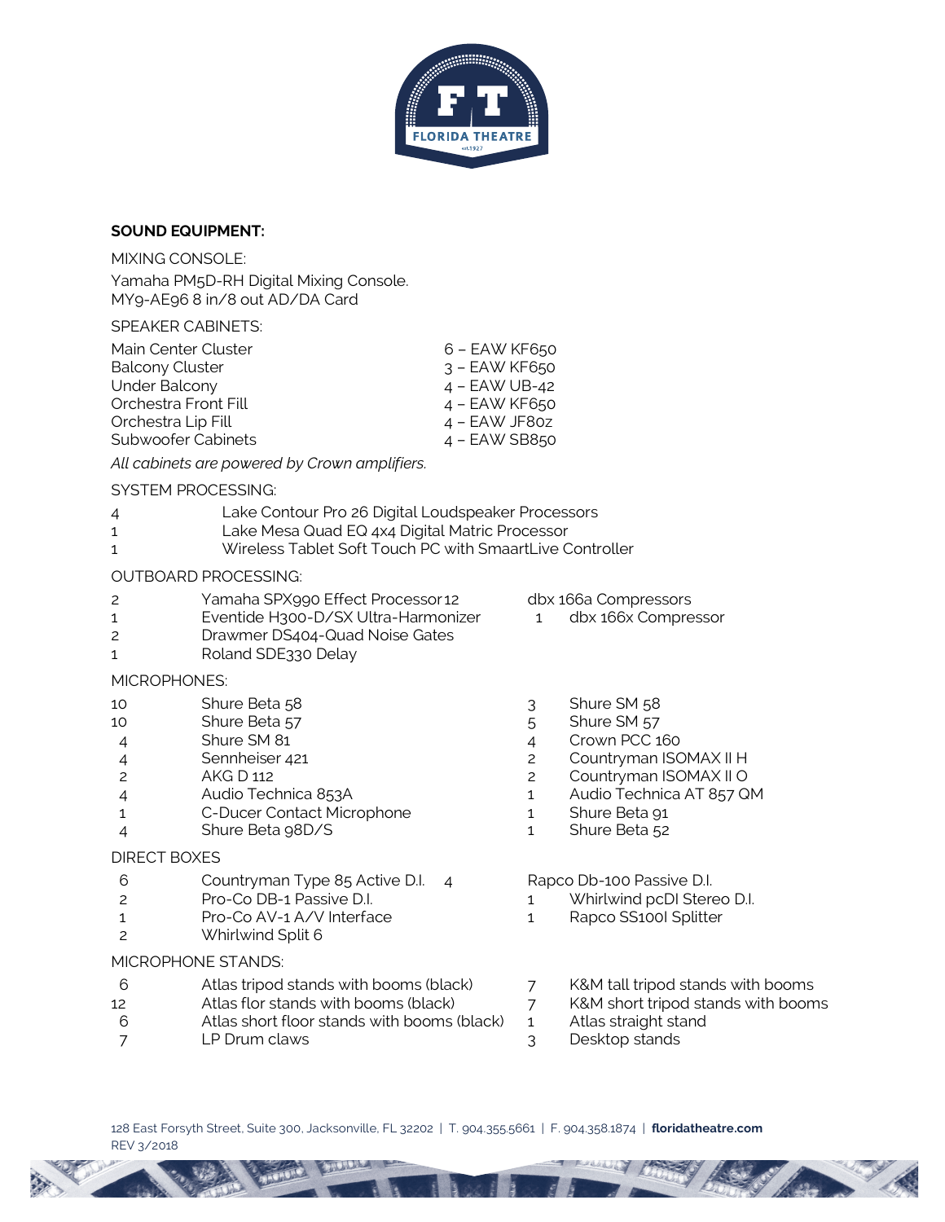**SOUND EQUIPMENT:**

MIXING CONSOLE:

Yamaha PM5D-RH Digital Mixing Console.
MY9-AE96 8 in/8 out AD/DA Card

SPEAKER CABINETS:

| | |
|---|---|
| Main Center Cluster | 6 – EAW KF650 |
| Balcony Cluster | 3 – EAW KF650 |
| Under Balcony | 4 – EAW UB-42 |
| Orchestra Front Fill | 4 – EAW KF650 |
| Orchestra Lip Fill | 4 – EAW JF80z |
| Subwoofer Cabinets | 4 – EAW SB850 |

*All cabinets are powered by Crown amplifiers.*

SYSTEM PROCESSING:

| | |
|---|---|
| 4 | Lake Contour Pro 26 Digital Loudspeaker Processors |
| 1 | Lake Mesa Quad EQ 4x4 Digital Matric Processor |
| 1 | Wireless Tablet Soft Touch PC with SmaartLive Controller |

OUTBOARD PROCESSING:

| | |
|---|---|
| 2 | Yamaha SPX990 Effect Processor |
| 1 | Eventide H300-D/SX Ultra-Harmonizer |
| 2 | Drawmer DS404-Quad Noise Gates |
| 1 | Roland SDE330 Delay |
| 12 | dbx 166a Compressors |
| 1 | dbx 166x Compressor |

MICROPHONES:

| | |
|---|---|
| 10 | Shure Beta 58 |
| 10 | Shure Beta 57 |
| 4 | Shure SM 81 |
| 4 | Sennheiser 421 |
| 2 | AKG D 112 |
| 4 | Audio Technica 853A |
| 1 | C-Ducer Contact Microphone |
| 4 | Shure Beta 98D/S |
| 3 | Shure SM 58 |
| 5 | Shure SM 57 |
| 4 | Crown PCC 160 |
| 2 | Countryman ISOMAX II H |
| 2 | Countryman ISOMAX II O |
| 1 | Audio Technica AT 857 QM |
| 1 | Shure Beta 91 |
| 1 | Shure Beta 52 |

DIRECT BOXES

| | |
|---|---|
| 6 | Countryman Type 85 Active D.I. |
| 2 | Pro-Co DB-1 Passive D.I. |
| 1 | Pro-Co AV-1 A/V Interface |
| 2 | Whirlwind Split 6 |
| 4 | Rapco Db-100 Passive D.I. |
| 1 | Whirlwind pcDI Stereo D.I. |
| 1 | Rapco SS100I Splitter |

MICROPHONE STANDS:

| | |
|---|---|
| 6 | Atlas tripod stands with booms (black) |
| 12 | Atlas flor stands with booms (black) |
| 6 | Atlas short floor stands with booms (black) |
| 7 | LP Drum claws |
| 7 | K&M tall tripod stands with booms |
| 7 | K&M short tripod stands with booms |
| 1 | Atlas straight stand |
| 3 | Desktop stands |

128 East Forsyth Street, Suite 300, Jacksonville, FL 32202 | T. 904.355.5661 | F. 904.358.1874 | **floridatheatre.com**
REV 3/2018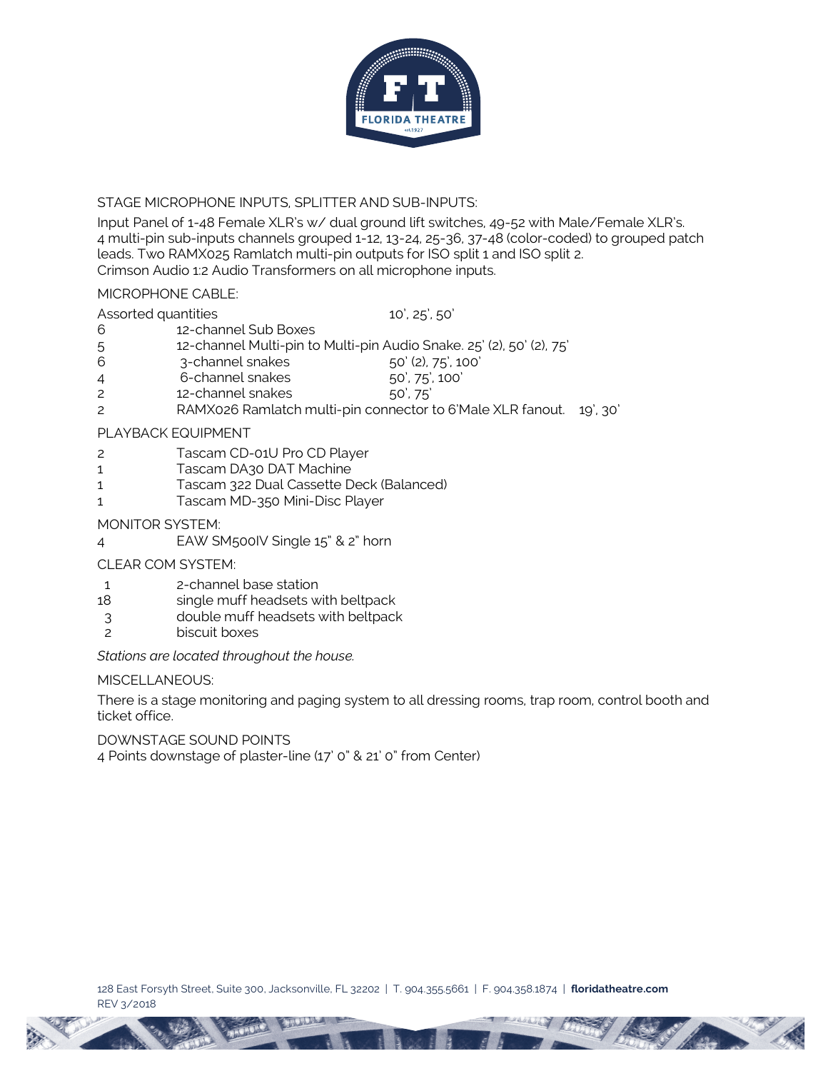STAGE MICROPHONE INPUTS, SPLITTER AND SUB-INPUTS:

Input Panel of 1-48 Female XLR's w/ dual ground lift switches, 49-52 with Male/Female XLR's.
4 multi-pin sub-inputs channels grouped 1-12, 13-24, 25-36, 37-48 (color-coded) to grouped patch leads. Two RAMX025 Ramlatch multi-pin outputs for ISO split 1 and ISO split 2.
Crimson Audio 1:2 Audio Transformers on all microphone inputs.

MICROPHONE CABLE:

| | | |
|---|---|---|
| Assorted quantities | | 10', 25', 50' |
| 6 | 12-channel Sub Boxes | |
| 5 | 12-channel Multi-pin to Multi-pin Audio Snake. | 25' (2), 50' (2), 75' |
| 6 | 3-channel snakes | 50' (2), 75', 100' |
| 4 | 6-channel snakes | 50', 75', 100' |
| 2 | 12-channel snakes | 50', 75' |
| 2 | RAMX026 Ramlatch multi-pin connector to 6'Male XLR fanout. | 19', 30' |

PLAYBACK EQUIPMENT

| | |
|---|---|
| 2 | Tascam CD-01U Pro CD Player |
| 1 | Tascam DA30 DAT Machine |
| 1 | Tascam 322 Dual Cassette Deck (Balanced) |
| 1 | Tascam MD-350 Mini-Disc Player |

MONITOR SYSTEM:

| | |
|---|---|
| 4 | EAW SM500IV Single 15" & 2" horn |

CLEAR COM SYSTEM:

| | |
|---|---|
| 1 | 2-channel base station |
| 18 | single muff headsets with beltpack |
| 3 | double muff headsets with beltpack |
| 2 | biscuit boxes |

*Stations are located throughout the house.*

MISCELLANEOUS:

There is a stage monitoring and paging system to all dressing rooms, trap room, control booth and ticket office.

DOWNSTAGE SOUND POINTS
4 Points downstage of plaster-line (17' 0" & 21' 0" from Center)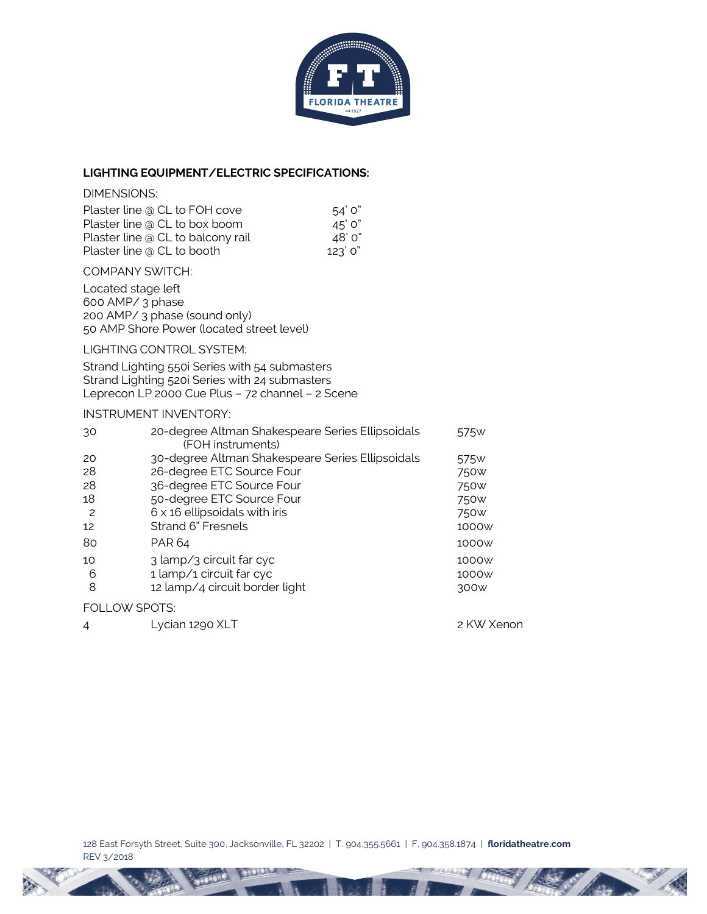## LIGHTING EQUIPMENT/ELECTRIC SPECIFICATIONS:

DIMENSIONS:

| | |
|---|---|
| Plaster line @ CL to FOH cove | 54' 0" |
| Plaster line @ CL to box boom | 45' 0" |
| Plaster line @ CL to balcony rail | 48' 0" |
| Plaster line @ CL to booth | 123' 0" |

COMPANY SWITCH:

Located stage left
600 AMP/ 3 phase
200 AMP/ 3 phase (sound only)
50 AMP Shore Power (located street level)

LIGHTING CONTROL SYSTEM:

Strand Lighting 550i Series with 54 submasters
Strand Lighting 520i Series with 24 submasters
Leprecon LP 2000 Cue Plus – 72 channel – 2 Scene

INSTRUMENT INVENTORY:

| | | |
|---|---|---|
| 30 | 20-degree Altman Shakespeare Series Ellipsoidals (FOH instruments) | 575w |
| 20 | 30-degree Altman Shakespeare Series Ellipsoidals | 575w |
| 28 | 26-degree ETC Source Four | 750w |
| 28 | 36-degree ETC Source Four | 750w |
| 18 | 50-degree ETC Source Four | 750w |
| 2 | 6 x 16 ellipsoidals with iris | 750w |
| 12 | Strand 6" Fresnels | 1000w |
| 80 | PAR 64 | 1000w |
| 10 | 3 lamp/3 circuit far cyc | 1000w |
| 6 | 1 lamp/1 circuit far cyc | 1000w |
| 8 | 12 lamp/4 circuit border light | 300w |

FOLLOW SPOTS:

| | | |
|---|---|---|
| 4 | Lycian 1290 XLT | 2 KW Xenon |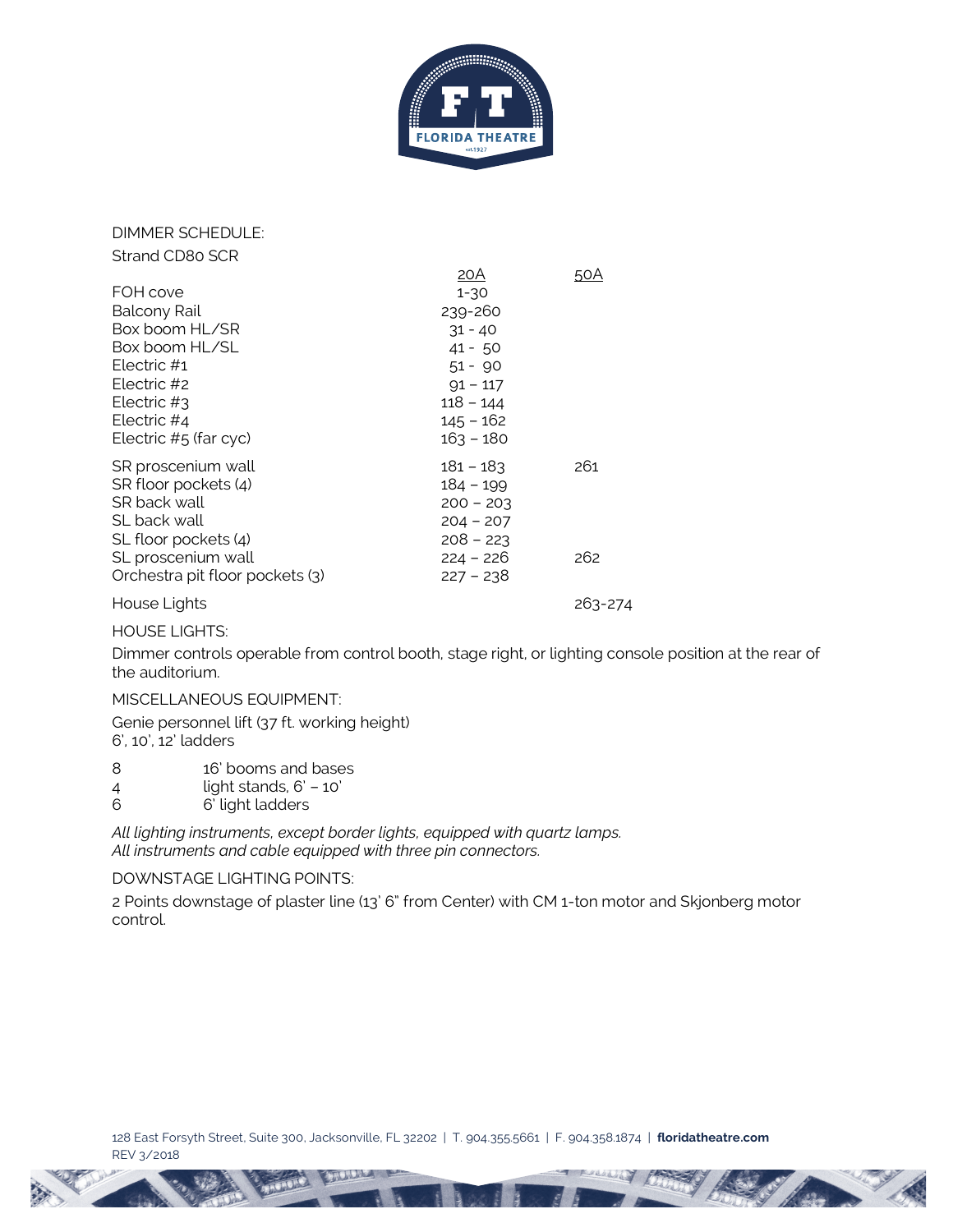DIMMER SCHEDULE:

Strand CD80 SCR

| | 20A | 50A |
|---|---|---|
| FOH cove | 1-30 | |
| Balcony Rail | 239-260 | |
| Box boom HL/SR | 31 - 40 | |
| Box boom HL/SL | 41 - 50 | |
| Electric #1 | 51 - 90 | |
| Electric #2 | 91 – 117 | |
| Electric #3 | 118 – 144 | |
| Electric #4 | 145 – 162 | |
| Electric #5 (far cyc) | 163 – 180 | |
| SR proscenium wall | 181 – 183 | 261 |
| SR floor pockets (4) | 184 – 199 | |
| SR back wall | 200 – 203 | |
| SL back wall | 204 – 207 | |
| SL floor pockets (4) | 208 – 223 | |
| SL proscenium wall | 224 – 226 | 262 |
| Orchestra pit floor pockets (3) | 227 – 238 | |
| House Lights | | 263-274 |

HOUSE LIGHTS:

Dimmer controls operable from control booth, stage right, or lighting console position at the rear of the auditorium.

MISCELLANEOUS EQUIPMENT:

Genie personnel lift (37 ft. working height)
6', 10', 12' ladders

| | |
|---|---|
| 8 | 16' booms and bases |
| 4 | light stands, 6' – 10' |
| 6 | 6' light ladders |

*All lighting instruments, except border lights, equipped with quartz lamps.*
*All instruments and cable equipped with three pin connectors.*

DOWNSTAGE LIGHTING POINTS:

2 Points downstage of plaster line (13' 6" from Center) with CM 1-ton motor and Skjonberg motor control.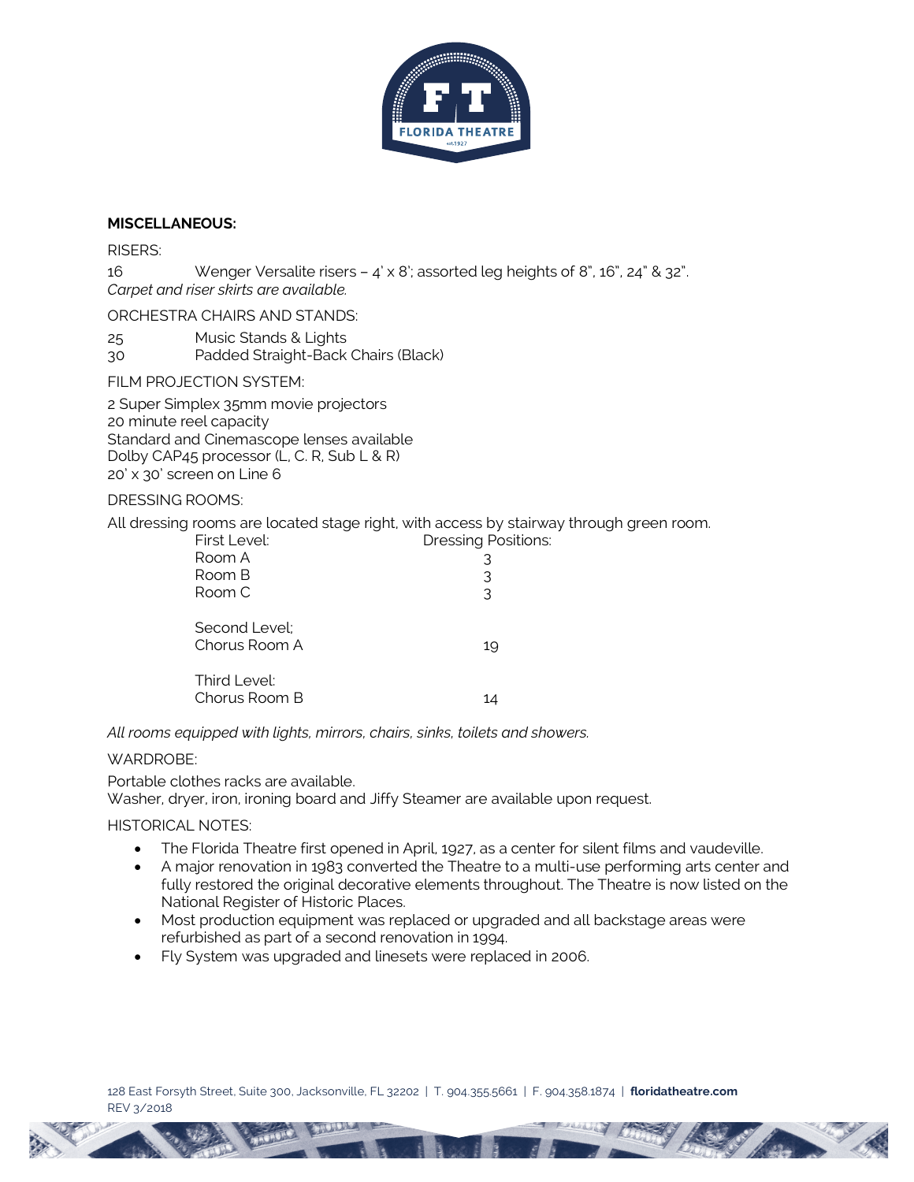## MISCELLANEOUS:

RISERS:

16 Wenger Versalite risers – 4' x 8'; assorted leg heights of 8", 16", 24" & 32".
*Carpet and riser skirts are available.*

ORCHESTRA CHAIRS AND STANDS:

25 Music Stands & Lights
30 Padded Straight-Back Chairs (Black)

FILM PROJECTION SYSTEM:

2 Super Simplex 35mm movie projectors
20 minute reel capacity
Standard and Cinemascope lenses available
Dolby CAP45 processor (L, C. R, Sub L & R)
20' x 30' screen on Line 6

DRESSING ROOMS:

All dressing rooms are located stage right, with access by stairway through green room.

| First Level: | Dressing Positions: |
|---|---|
| Room A | 3 |
| Room B | 3 |
| Room C | 3 |
| | |
| Second Level; | |
| Chorus Room A | 19 |
| | |
| Third Level: | |
| Chorus Room B | 14 |

*All rooms equipped with lights, mirrors, chairs, sinks, toilets and showers.*

WARDROBE:

Portable clothes racks are available.
Washer, dryer, iron, ironing board and Jiffy Steamer are available upon request.

HISTORICAL NOTES:

- The Florida Theatre first opened in April, 1927, as a center for silent films and vaudeville.
- A major renovation in 1983 converted the Theatre to a multi-use performing arts center and fully restored the original decorative elements throughout. The Theatre is now listed on the National Register of Historic Places.
- Most production equipment was replaced or upgraded and all backstage areas were refurbished as part of a second renovation in 1994.
- Fly System was upgraded and linesets were replaced in 2006.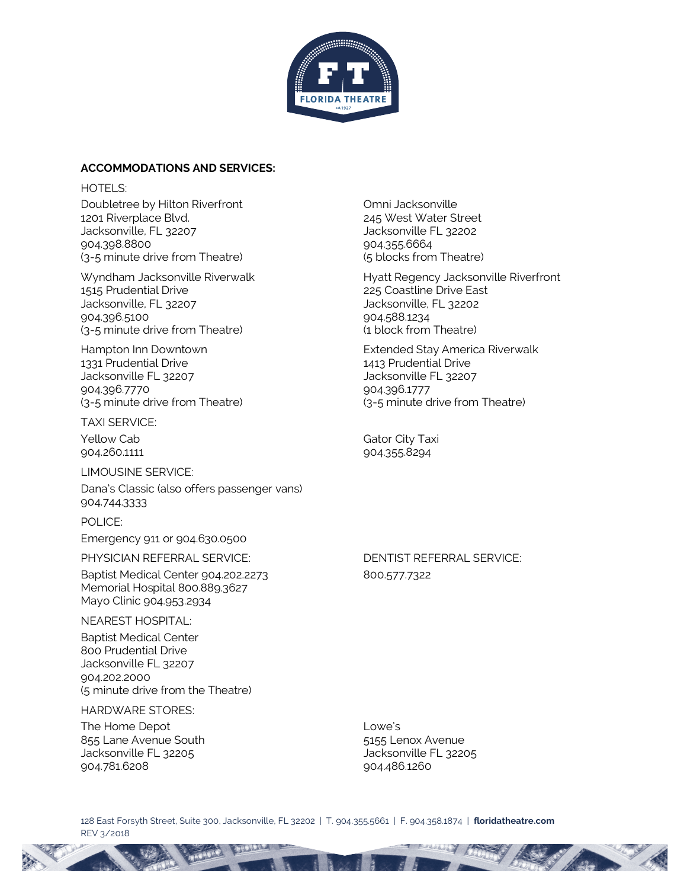## ACCOMMODATIONS AND SERVICES:

HOTELS:

Doubletree by Hilton Riverfront
1201 Riverplace Blvd.
Jacksonville, FL 32207
904.398.8800
(3-5 minute drive from Theatre)

Omni Jacksonville
245 West Water Street
Jacksonville FL 32202
904.355.6664
(5 blocks from Theatre)

Wyndham Jacksonville Riverwalk
1515 Prudential Drive
Jacksonville, FL 32207
904.396.5100
(3-5 minute drive from Theatre)

Hyatt Regency Jacksonville Riverfront
225 Coastline Drive East
Jacksonville, FL 32202
904.588.1234
(1 block from Theatre)

Hampton Inn Downtown
1331 Prudential Drive
Jacksonville FL 32207
904.396.7770
(3-5 minute drive from Theatre)

Extended Stay America Riverwalk
1413 Prudential Drive
Jacksonville FL 32207
904.396.1777
(3-5 minute drive from Theatre)

TAXI SERVICE:

Yellow Cab
904.260.1111

Gator City Taxi
904.355.8294

LIMOUSINE SERVICE:

Dana's Classic (also offers passenger vans)
904.744.3333

POLICE:

Emergency 911 or 904.630.0500

PHYSICIAN REFERRAL SERVICE:

Baptist Medical Center 904.202.2273
Memorial Hospital 800.889.3627
Mayo Clinic 904.953.2934

DENTIST REFERRAL SERVICE:

800.577.7322

NEAREST HOSPITAL:

Baptist Medical Center
800 Prudential Drive
Jacksonville FL 32207
904.202.2000
(5 minute drive from the Theatre)

HARDWARE STORES:

The Home Depot
855 Lane Avenue South
Jacksonville FL 32205
904.781.6208

Lowe's
5155 Lenox Avenue
Jacksonville FL 32205
904.486.1260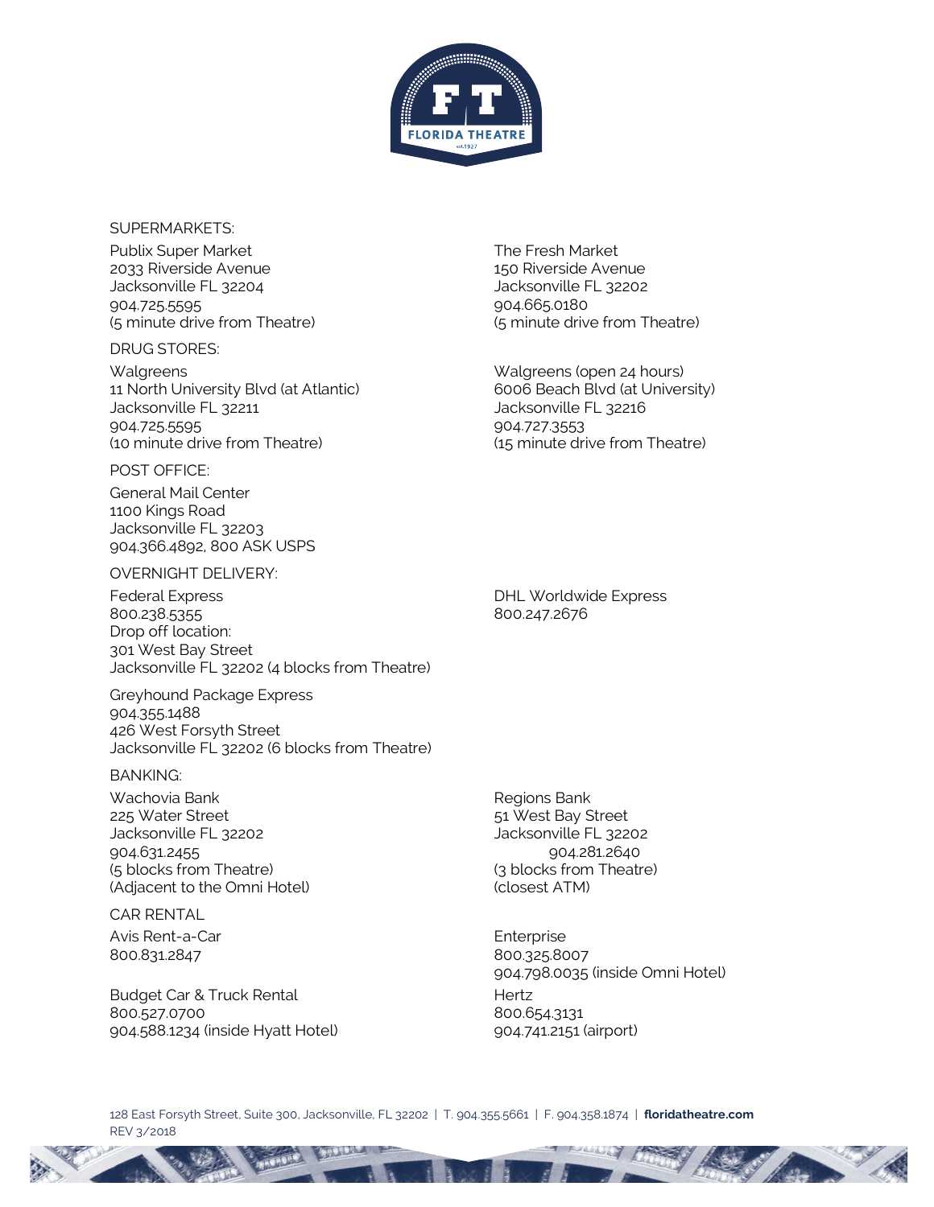SUPERMARKETS:

Publix Super Market
2033 Riverside Avenue
Jacksonville FL 32204
904.725.5595
(5 minute drive from Theatre)

The Fresh Market
150 Riverside Avenue
Jacksonville FL 32202
904.665.0180
(5 minute drive from Theatre)

DRUG STORES:

Walgreens
11 North University Blvd (at Atlantic)
Jacksonville FL 32211
904.725.5595
(10 minute drive from Theatre)

Walgreens (open 24 hours)
6006 Beach Blvd (at University)
Jacksonville FL 32216
904.727.3553
(15 minute drive from Theatre)

POST OFFICE:

General Mail Center
1100 Kings Road
Jacksonville FL 32203
904.366.4892, 800 ASK USPS

OVERNIGHT DELIVERY:

Federal Express
800.238.5355
Drop off location:
301 West Bay Street
Jacksonville FL 32202 (4 blocks from Theatre)

DHL Worldwide Express
800.247.2676

Greyhound Package Express
904.355.1488
426 West Forsyth Street
Jacksonville FL 32202 (6 blocks from Theatre)

BANKING:

Wachovia Bank
225 Water Street
Jacksonville FL 32202
904.631.2455
(5 blocks from Theatre)
(Adjacent to the Omni Hotel)

Regions Bank
51 West Bay Street
Jacksonville FL 32202
904.281.2640
(3 blocks from Theatre)
(closest ATM)

CAR RENTAL

Avis Rent-a-Car
800.831.2847

Enterprise
800.325.8007
904.798.0035 (inside Omni Hotel)

Budget Car & Truck Rental
800.527.0700
904.588.1234 (inside Hyatt Hotel)

Hertz
800.654.3131
904.741.2151 (airport)

128 East Forsyth Street, Suite 300, Jacksonville, FL 32202 | T. 904.355.5661 | F. 904.358.1874 | **floridatheatre.com**
REV 3/2018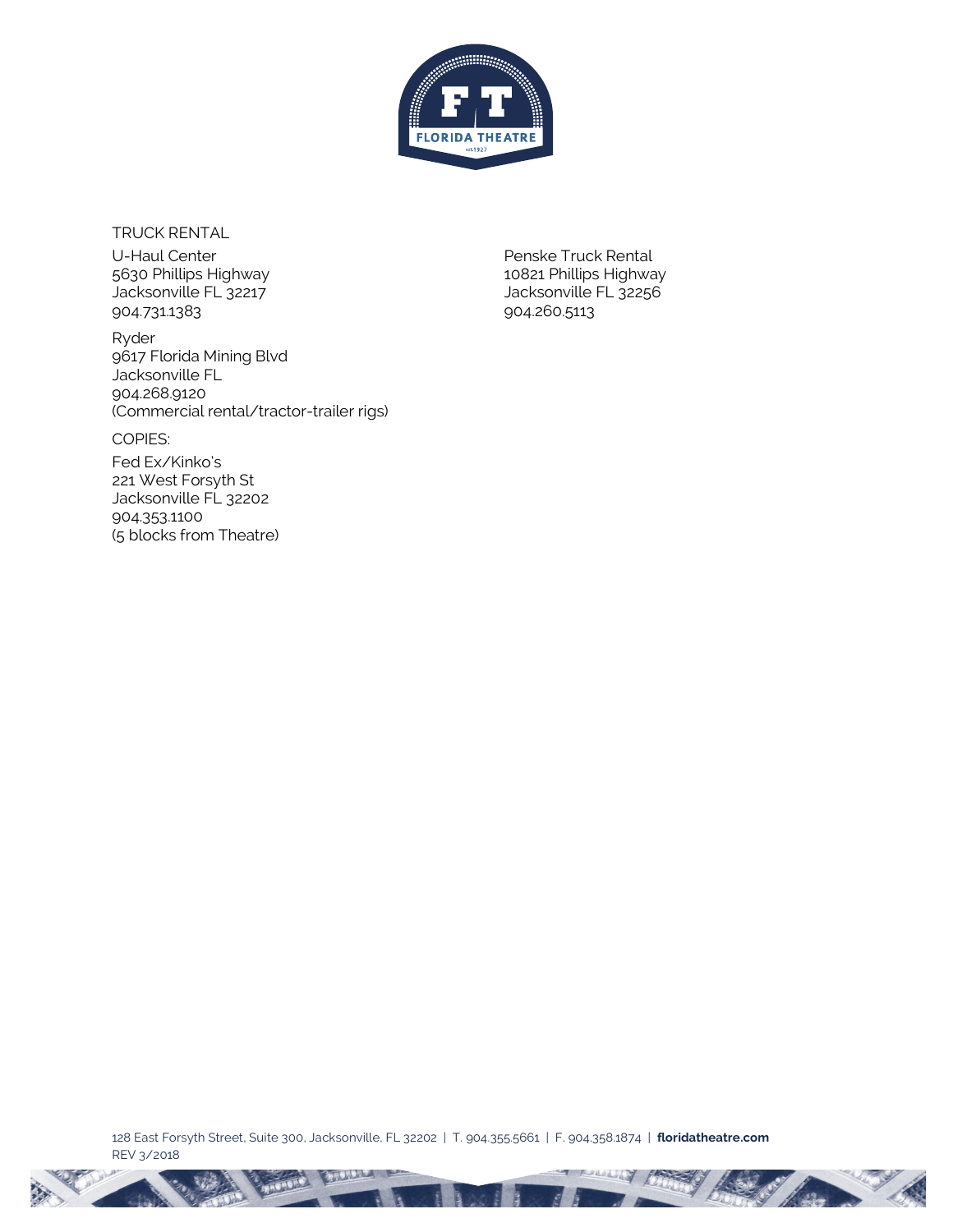TRUCK RENTAL

U-Haul Center
5630 Phillips Highway
Jacksonville FL 32217
904.731.1383

Penske Truck Rental
10821 Phillips Highway
Jacksonville FL 32256
904.260.5113

Ryder
9617 Florida Mining Blvd
Jacksonville FL
904.268.9120
(Commercial rental/tractor-trailer rigs)

COPIES:

Fed Ex/Kinko's
221 West Forsyth St
Jacksonville FL 32202
904.353.1100
(5 blocks from Theatre)